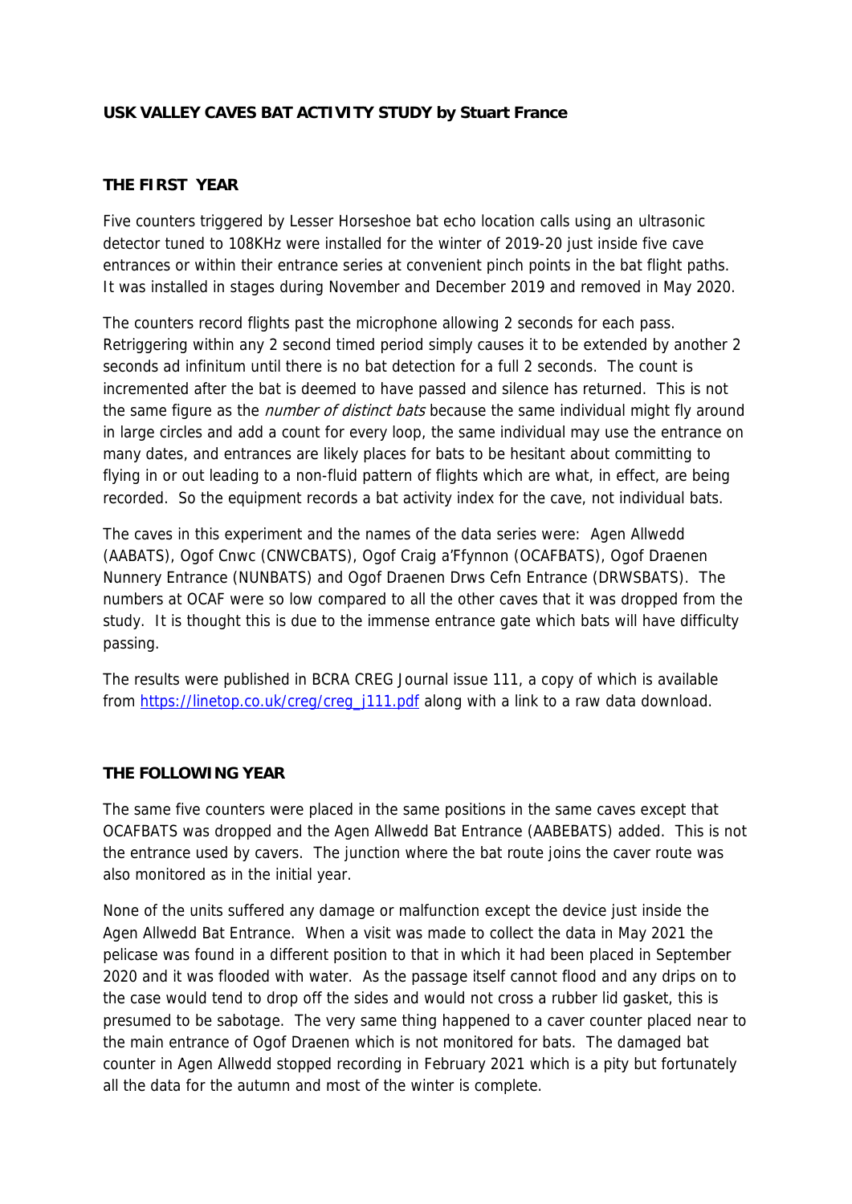**USK VALLEY CAVES BAT ACTIVITY STUDY by Stuart France**

**THE FIRST YEAR**

Five counters triggered by Lesser Horseshoe bat echo location calls using an ultrasonic detector tuned to 108KHz were installed for the winter of 2019-20 just inside five cave entrances or within their entrance series at convenient pinch points in the bat flight paths. It was installed in stages during November and December 2019 and removed in May 2020.

The counters record flights past the microphone allowing 2 seconds for each pass. Retriggering within any 2 second timed period simply causes it to be extended by another 2 seconds ad infinitum until there is no bat detection for a full 2 seconds. The count is incremented after the bat is deemed to have passed and silence has returned. This is not the same figure as the *number of distinct bats* because the same individual might fly around in large circles and add a count for every loop, the same individual may use the entrance on many dates, and entrances are likely places for bats to be hesitant about committing to flying in or out leading to a non-fluid pattern of flights which are what, in effect, are being recorded. So the equipment records a bat activity index for the cave, not individual bats.

The caves in this experiment and the names of the data series were: Agen Allwedd (AABATS), Ogof Cnwc (CNWCBATS), Ogof Craig a'Ffynnon (OCAFBATS), Ogof Draenen Nunnery Entrance (NUNBATS) and Ogof Draenen Drws Cefn Entrance (DRWSBATS). The numbers at OCAF were so low compared to all the other caves that it was dropped from the study. It is thought this is due to the immense entrance gate which bats will have difficulty passing.

The results were published in BCRA CREG Journal issue 111, a copy of which is available from https://linetop.co.uk/creg/creg_j111.pdf along with a link to a raw data download.

**THE FOLLOWING YEAR**

The same five counters were placed in the same positions in the same caves except that OCAFBATS was dropped and the Agen Allwedd Bat Entrance (AABEBATS) added. This is not the entrance used by cavers. The junction where the bat route joins the caver route was also monitored as in the initial year.

None of the units suffered any damage or malfunction except the device just inside the Agen Allwedd Bat Entrance. When a visit was made to collect the data in May 2021 the pelicase was found in a different position to that in which it had been placed in September 2020 and it was flooded with water. As the passage itself cannot flood and any drips on to the case would tend to drop off the sides and would not cross a rubber lid gasket, this is presumed to be sabotage. The very same thing happened to a caver counter placed near to the main entrance of Ogof Draenen which is not monitored for bats. The damaged bat counter in Agen Allwedd stopped recording in February 2021 which is a pity but fortunately all the data for the autumn and most of the winter is complete.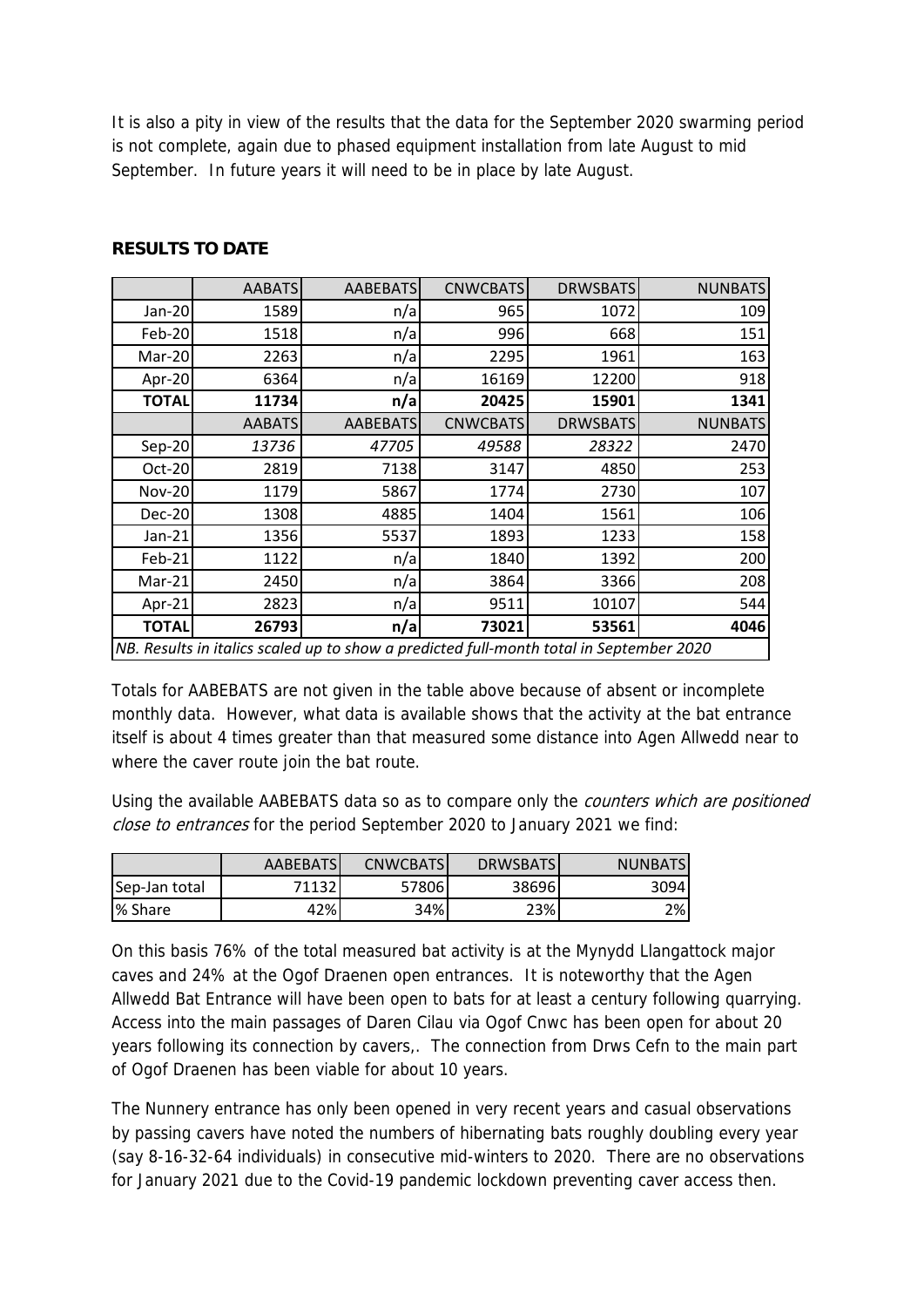It is also a pity in view of the results that the data for the September 2020 swarming period is not complete, again due to phased equipment installation from late August to mid September. In future years it will need to be in place by late August.

## RESULTS TO DATE

| | AABATS | AABEBATS | CNWCBATS | DRWSBATS | NUNBATS |
|---|---|---|---|---|---|
| Jan-20 | 1589 | n/a | 965 | 1072 | 109 |
| Feb-20 | 1518 | n/a | 996 | 668 | 151 |
| Mar-20 | 2263 | n/a | 2295 | 1961 | 163 |
| Apr-20 | 6364 | n/a | 16169 | 12200 | 918 |
| **TOTAL** | **11734** | **n/a** | **20425** | **15901** | **1341** |
| | AABATS | AABEBATS | CNWCBATS | DRWSBATS | NUNBATS |
| Sep-20 | *13736* | *47705* | *49588* | *28322* | 2470 |
| Oct-20 | 2819 | 7138 | 3147 | 4850 | 253 |
| Nov-20 | 1179 | 5867 | 1774 | 2730 | 107 |
| Dec-20 | 1308 | 4885 | 1404 | 1561 | 106 |
| Jan-21 | 1356 | 5537 | 1893 | 1233 | 158 |
| Feb-21 | 1122 | n/a | 1840 | 1392 | 200 |
| Mar-21 | 2450 | n/a | 3864 | 3366 | 208 |
| Apr-21 | 2823 | n/a | 9511 | 10107 | 544 |
| **TOTAL** | **26793** | **n/a** | **73021** | **53561** | **4046** |
| *NB. Results in italics scaled up to show a predicted full-month total in September 2020* | | | | | |

Totals for AABEBATS are not given in the table above because of absent or incomplete monthly data. However, what data is available shows that the activity at the bat entrance itself is about 4 times greater than that measured some distance into Agen Allwedd near to where the caver route join the bat route.

Using the available AABEBATS data so as to compare only the *counters which are positioned close to entrances* for the period September 2020 to January 2021 we find:

| | AABEBATS | CNWCBATS | DRWSBATS | NUNBATS |
|---|---|---|---|---|
| Sep-Jan total | 71132 | 57806 | 38696 | 3094 |
| % Share | 42% | 34% | 23% | 2% |

On this basis 76% of the total measured bat activity is at the Mynydd Llangattock major caves and 24% at the Ogof Draenen open entrances. It is noteworthy that the Agen Allwedd Bat Entrance will have been open to bats for at least a century following quarrying. Access into the main passages of Daren Cilau via Ogof Cnwc has been open for about 20 years following its connection by cavers,. The connection from Drws Cefn to the main part of Ogof Draenen has been viable for about 10 years.

The Nunnery entrance has only been opened in very recent years and casual observations by passing cavers have noted the numbers of hibernating bats roughly doubling every year (say 8-16-32-64 individuals) in consecutive mid-winters to 2020. There are no observations for January 2021 due to the Covid-19 pandemic lockdown preventing caver access then.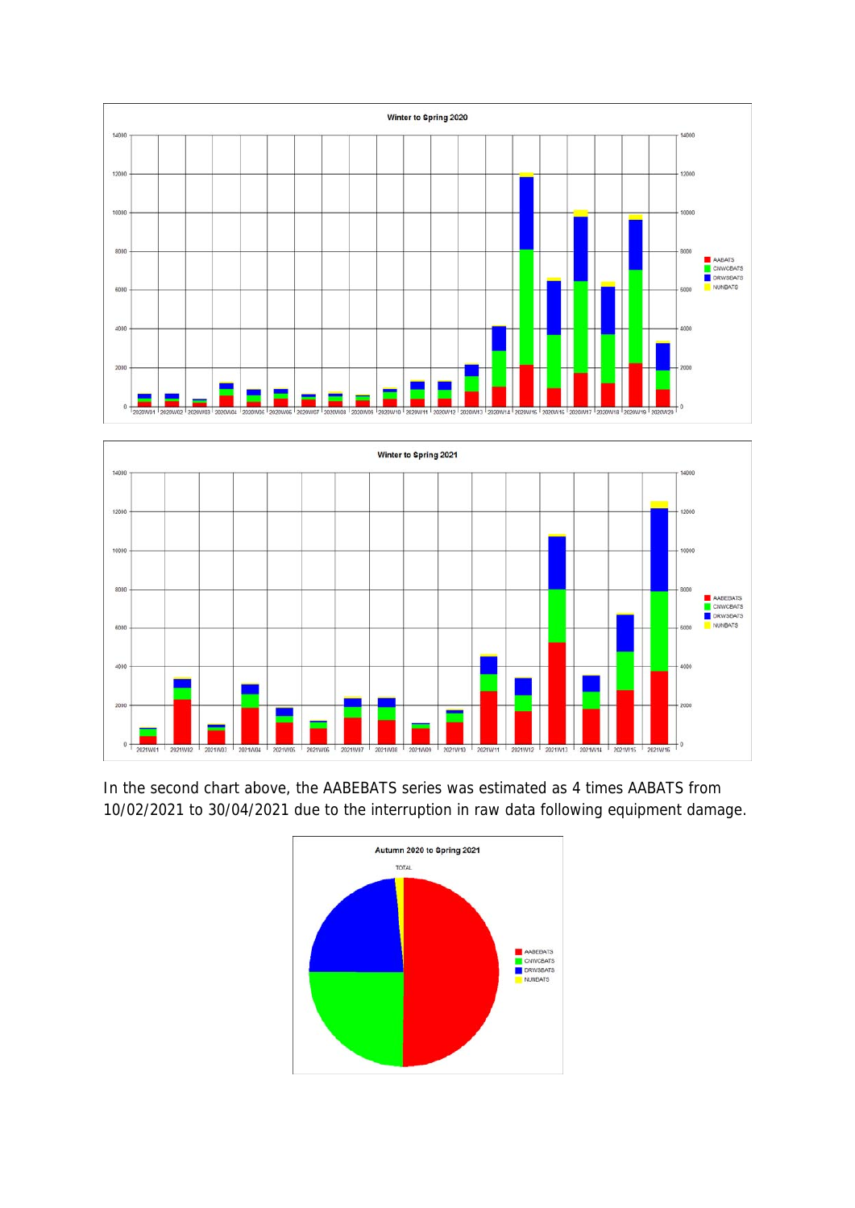In the second chart above, the AABEBATS series was estimated as 4 times AABATS from 10/02/2021 to 30/04/2021 due to the interruption in raw data following equipment damage.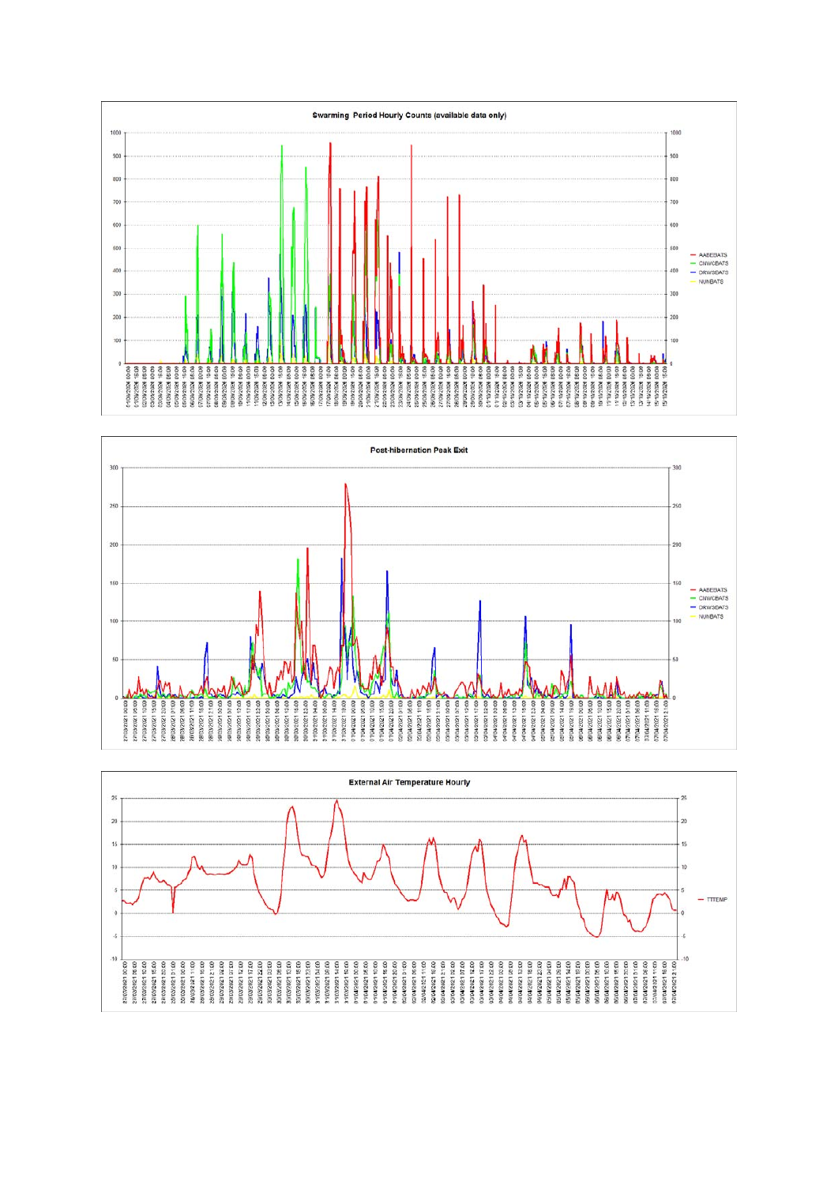**Swarming Period Hourly Counts (available data only)**

AABEBATS
CNWCBATS
DRWSBATS
NUNBATS

**Post-hibernation Peak Exit**

AABEBATS
CNWCBATS
DRWSBATS
NUNBATS

**External Air Temperature Hourly**

TTTEMP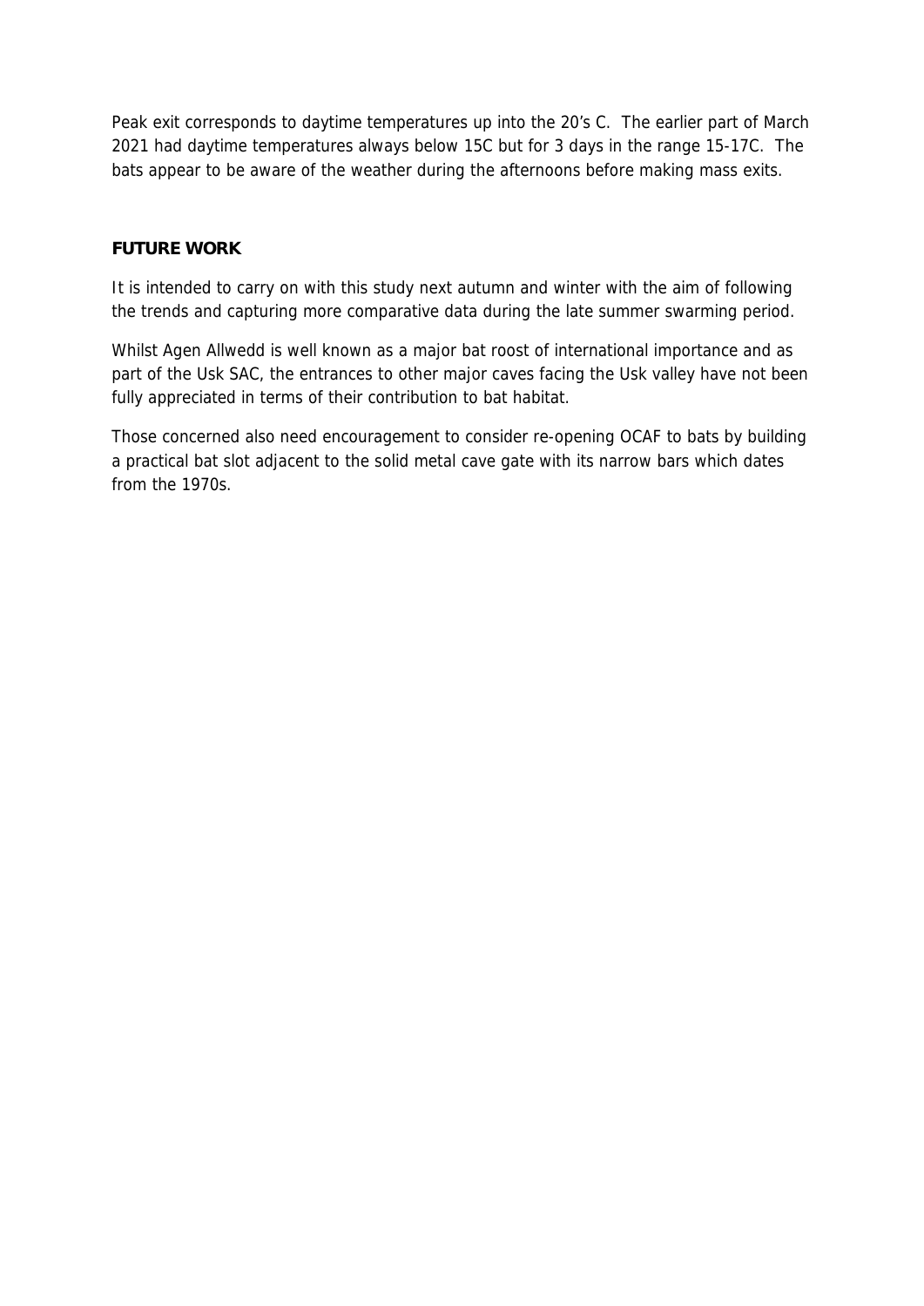Peak exit corresponds to daytime temperatures up into the 20's C. The earlier part of March 2021 had daytime temperatures always below 15C but for 3 days in the range 15-17C. The bats appear to be aware of the weather during the afternoons before making mass exits.

## FUTURE WORK

It is intended to carry on with this study next autumn and winter with the aim of following the trends and capturing more comparative data during the late summer swarming period.

Whilst Agen Allwedd is well known as a major bat roost of international importance and as part of the Usk SAC, the entrances to other major caves facing the Usk valley have not been fully appreciated in terms of their contribution to bat habitat.

Those concerned also need encouragement to consider re-opening OCAF to bats by building a practical bat slot adjacent to the solid metal cave gate with its narrow bars which dates from the 1970s.